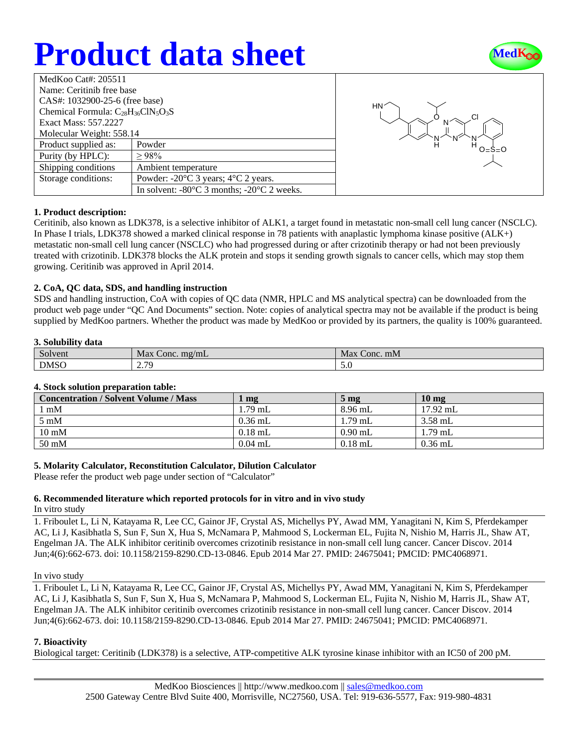# Product data sheet

| MedKoo Cat#: 205511 | |
|---|---|
| Name: Ceritinib free base | |
| CAS#: 1032900-25-6 (free base) | |
| Chemical Formula: $C_{28}H_{36}ClN_5O_3S$ | |
| Exact Mass: 557.2227 | |
| Molecular Weight: 558.14 | |
| Product supplied as: | Powder |
| Purity (by HPLC): | ≥ 98% |
| Shipping conditions | Ambient temperature |
| Storage conditions: | Powder: -20°C 3 years; 4°C 2 years. |
| | In solvent: -80°C 3 months; -20°C 2 weeks. |

### 1. Product description:

Ceritinib, also known as LDK378, is a selective inhibitor of ALK1, a target found in metastatic non-small cell lung cancer (NSCLC). In Phase I trials, LDK378 showed a marked clinical response in 78 patients with anaplastic lymphoma kinase positive (ALK+) metastatic non-small cell lung cancer (NSCLC) who had progressed during or after crizotinib therapy or had not been previously treated with crizotinib. LDK378 blocks the ALK protein and stops it sending growth signals to cancer cells, which may stop them growing. Ceritinib was approved in April 2014.

### 2. CoA, QC data, SDS, and handling instruction

SDS and handling instruction, CoA with copies of QC data (NMR, HPLC and MS analytical spectra) can be downloaded from the product web page under "QC And Documents" section. Note: copies of analytical spectra may not be available if the product is being supplied by MedKoo partners. Whether the product was made by MedKoo or provided by its partners, the quality is 100% guaranteed.

### 3. Solubility data

| Solvent | Max Conc. mg/mL | Max Conc. mM |
|---|---|---|
| DMSO | 2.79 | 5.0 |

### 4. Stock solution preparation table:

| Concentration / Solvent Volume / Mass | 1 mg | 5 mg | 10 mg |
|---|---|---|---|
| 1 mM | 1.79 mL | 8.96 mL | 17.92 mL |
| 5 mM | 0.36 mL | 1.79 mL | 3.58 mL |
| 10 mM | 0.18 mL | 0.90 mL | 1.79 mL |
| 50 mM | 0.04 mL | 0.18 mL | 0.36 mL |

### 5. Molarity Calculator, Reconstitution Calculator, Dilution Calculator

Please refer the product web page under section of "Calculator"

### 6. Recommended literature which reported protocols for in vitro and in vivo study

In vitro study

1. Friboulet L, Li N, Katayama R, Lee CC, Gainor JF, Crystal AS, Michellys PY, Awad MM, Yanagitani N, Kim S, Pferdekamper AC, Li J, Kasibhatla S, Sun F, Sun X, Hua S, McNamara P, Mahmood S, Lockerman EL, Fujita N, Nishio M, Harris JL, Shaw AT, Engelman JA. The ALK inhibitor ceritinib overcomes crizotinib resistance in non-small cell lung cancer. Cancer Discov. 2014 Jun;4(6):662-673. doi: 10.1158/2159-8290.CD-13-0846. Epub 2014 Mar 27. PMID: 24675041; PMCID: PMC4068971.

In vivo study

1. Friboulet L, Li N, Katayama R, Lee CC, Gainor JF, Crystal AS, Michellys PY, Awad MM, Yanagitani N, Kim S, Pferdekamper AC, Li J, Kasibhatla S, Sun F, Sun X, Hua S, McNamara P, Mahmood S, Lockerman EL, Fujita N, Nishio M, Harris JL, Shaw AT, Engelman JA. The ALK inhibitor ceritinib overcomes crizotinib resistance in non-small cell lung cancer. Cancer Discov. 2014 Jun;4(6):662-673. doi: 10.1158/2159-8290.CD-13-0846. Epub 2014 Mar 27. PMID: 24675041; PMCID: PMC4068971.

### 7. Bioactivity

Biological target: Ceritinib (LDK378) is a selective, ATP-competitive ALK tyrosine kinase inhibitor with an IC50 of 200 pM.

MedKoo Biosciences || http://www.medkoo.com || sales@medkoo.com
2500 Gateway Centre Blvd Suite 400, Morrisville, NC27560, USA. Tel: 919-636-5577, Fax: 919-980-4831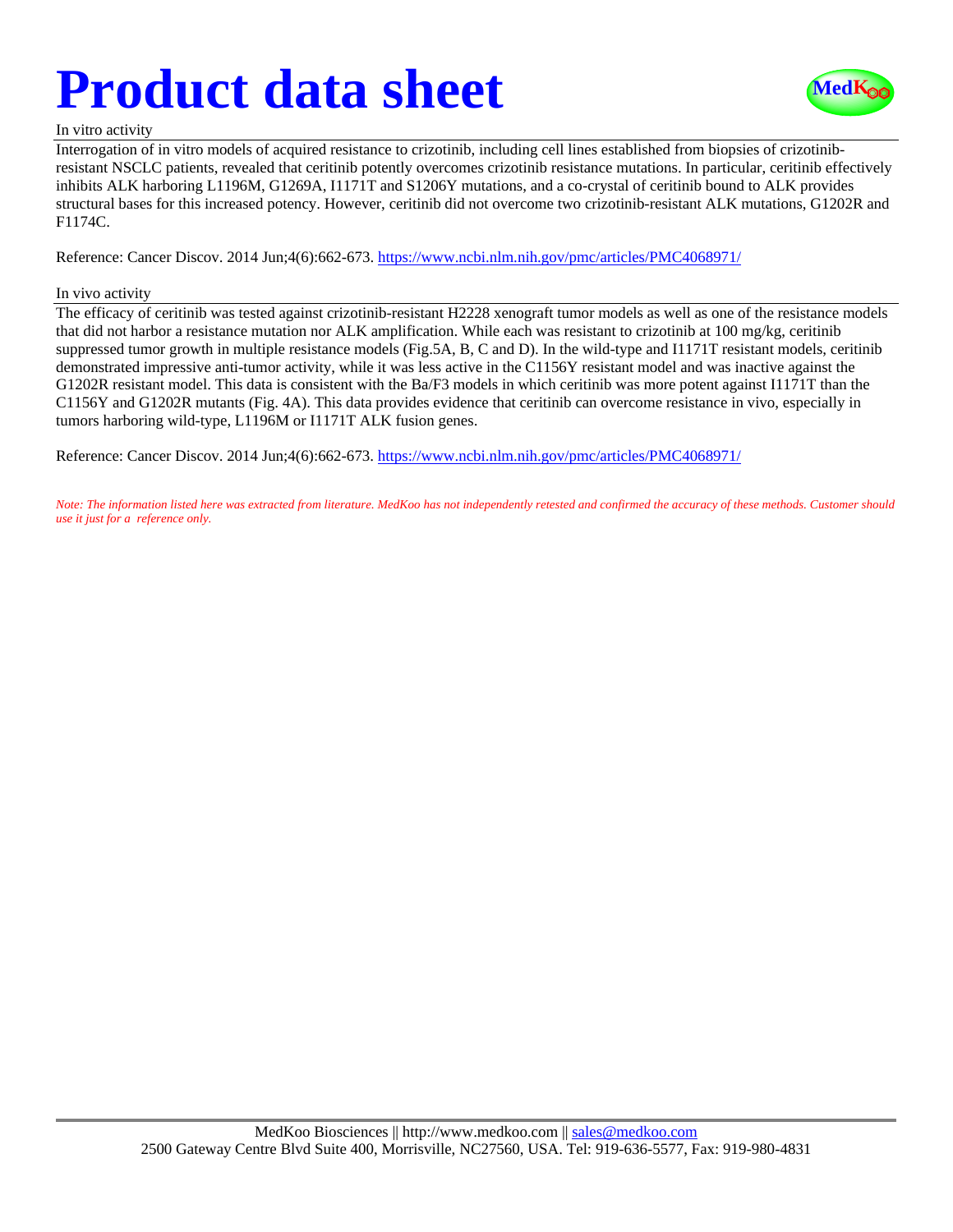# Product data sheet

In vitro activity

Interrogation of in vitro models of acquired resistance to crizotinib, including cell lines established from biopsies of crizotinib-resistant NSCLC patients, revealed that ceritinib potently overcomes crizotinib resistance mutations. In particular, ceritinib effectively inhibits ALK harboring L1196M, G1269A, I1171T and S1206Y mutations, and a co-crystal of ceritinib bound to ALK provides structural bases for this increased potency. However, ceritinib did not overcome two crizotinib-resistant ALK mutations, G1202R and F1174C.

Reference: Cancer Discov. 2014 Jun;4(6):662-673. https://www.ncbi.nlm.nih.gov/pmc/articles/PMC4068971/

In vivo activity

The efficacy of ceritinib was tested against crizotinib-resistant H2228 xenograft tumor models as well as one of the resistance models that did not harbor a resistance mutation nor ALK amplification. While each was resistant to crizotinib at 100 mg/kg, ceritinib suppressed tumor growth in multiple resistance models (Fig.5A, B, C and D). In the wild-type and I1171T resistant models, ceritinib demonstrated impressive anti-tumor activity, while it was less active in the C1156Y resistant model and was inactive against the G1202R resistant model. This data is consistent with the Ba/F3 models in which ceritinib was more potent against I1171T than the C1156Y and G1202R mutants (Fig. 4A). This data provides evidence that ceritinib can overcome resistance in vivo, especially in tumors harboring wild-type, L1196M or I1171T ALK fusion genes.

Reference: Cancer Discov. 2014 Jun;4(6):662-673. https://www.ncbi.nlm.nih.gov/pmc/articles/PMC4068971/

*Note: The information listed here was extracted from literature. MedKoo has not independently retested and confirmed the accuracy of these methods. Customer should use it just for a reference only.*